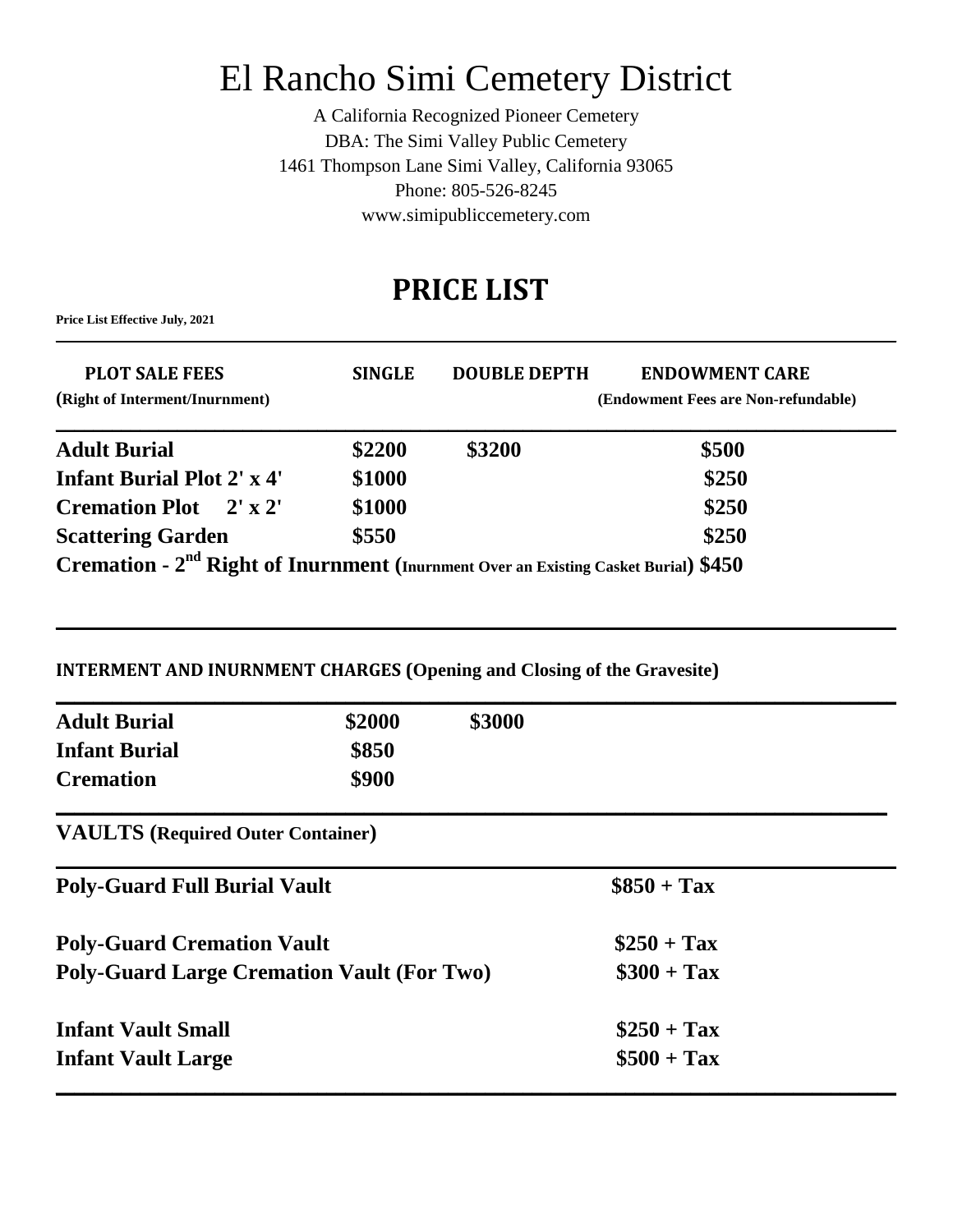# El Rancho Simi Cemetery District

A California Recognized Pioneer Cemetery
DBA: The Simi Valley Public Cemetery
1461 Thompson Lane Simi Valley, California 93065
Phone: 805-526-8245
www.simipubliccemetery.com

## PRICE LIST

**Price List Effective July, 2021**

| PLOT SALE FEES (Right of Interment/Inurnment) | SINGLE | DOUBLE DEPTH | ENDOWMENT CARE (Endowment Fees are Non-refundable) |
|---|---|---|---|
| **Adult Burial** | **$2200** | **$3200** | **$500** |
| **Infant Burial Plot 2' x 4'** | **$1000** | | **$250** |
| **Cremation Plot 2' x 2'** | **$1000** | | **$250** |
| **Scattering Garden** | **$550** | | **$250** |

**Cremation - 2nd Right of Inurnment (Inurnment Over an Existing Casket Burial) $450**

**INTERMENT AND INURNMENT CHARGES (Opening and Closing of the Gravesite)**

| | | |
|---|---|---|
| **Adult Burial** | **$2000** | **$3000** |
| **Infant Burial** | **$850** | |
| **Cremation** | **$900** | |

**VAULTS (Required Outer Container)**

| | |
|---|---|
| **Poly-Guard Full Burial Vault** | **$850 + Tax** |
| **Poly-Guard Cremation Vault** | **$250 + Tax** |
| **Poly-Guard Large Cremation Vault (For Two)** | **$300 + Tax** |
| **Infant Vault Small** | **$250 + Tax** |
| **Infant Vault Large** | **$500 + Tax** |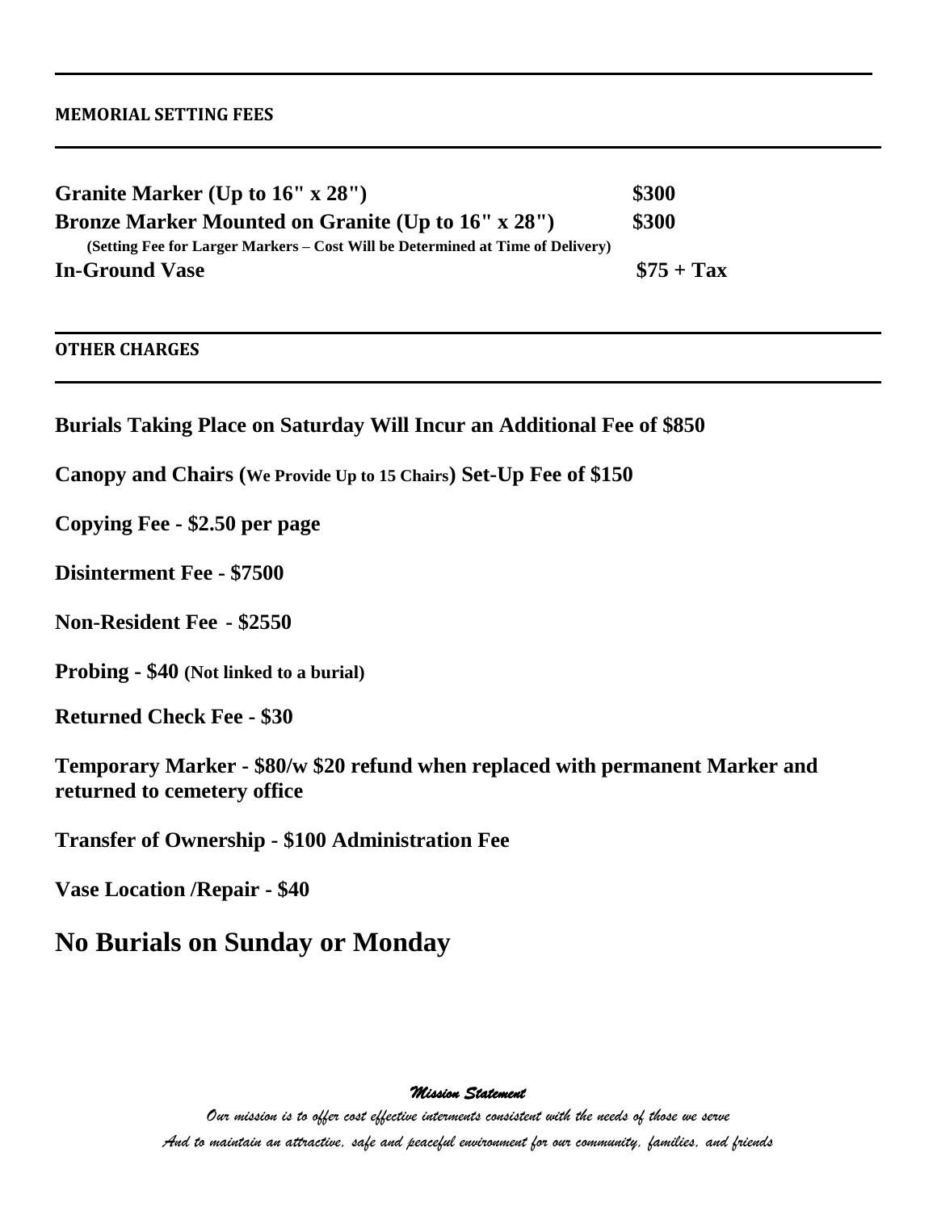## MEMORIAL SETTING FEES

| | |
|---|---|
| **Granite Marker (Up to 16" x 28")** | **$300** |
| **Bronze Marker Mounted on Granite (Up to 16" x 28")** | **$300** |
| **(Setting Fee for Larger Markers – Cost Will be Determined at Time of Delivery)** | |
| **In-Ground Vase** | **$75 + Tax** |

## OTHER CHARGES

**Burials Taking Place on Saturday Will Incur an Additional Fee of $850**

**Canopy and Chairs (We Provide Up to 15 Chairs) Set-Up Fee of $150**

**Copying Fee - $2.50 per page**

**Disinterment Fee - $7500**

**Non-Resident Fee - $2550**

**Probing - $40 (Not linked to a burial)**

**Returned Check Fee - $30**

**Temporary Marker - $80/w $20 refund when replaced with permanent Marker and returned to cemetery office**

**Transfer of Ownership - $100 Administration Fee**

**Vase Location /Repair - $40**

# No Burials on Sunday or Monday

***Mission Statement***

*Our mission is to offer cost effective interments consistent with the needs of those we serve*
*And to maintain an attractive, safe and peaceful environment for our community, families, and friends*